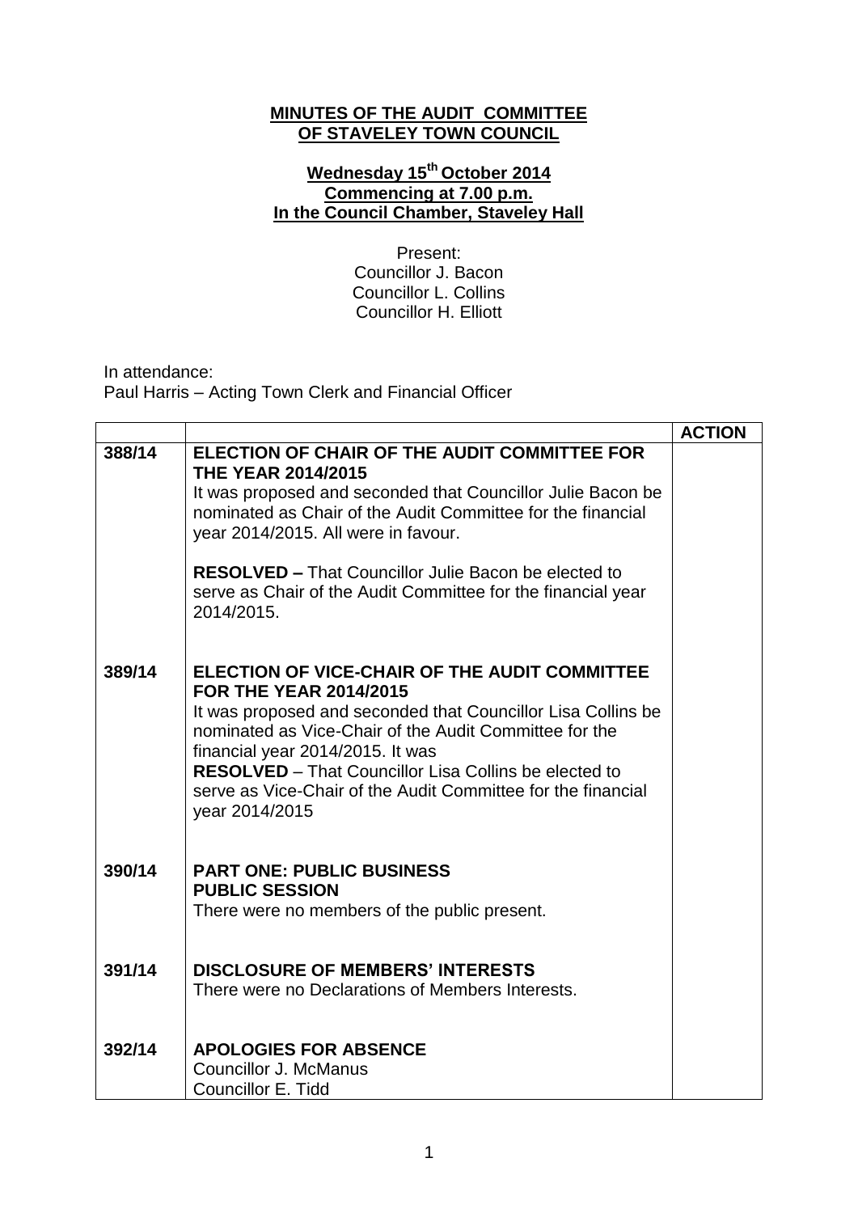**MINUTES OF THE AUDIT COMMITTEE OF STAVELEY TOWN COUNCIL**

**Wednesday 15th October 2014**
**Commencing at 7.00 p.m.**
**In the Council Chamber, Staveley Hall**

Present:
Councillor J. Bacon
Councillor L. Collins
Councillor H. Elliott

In attendance:
Paul Harris – Acting Town Clerk and Financial Officer

| | | **ACTION** |
|---|---|---|
| **388/14** | **ELECTION OF CHAIR OF THE AUDIT COMMITTEE FOR THE YEAR 2014/2015**<br>It was proposed and seconded that Councillor Julie Bacon be nominated as Chair of the Audit Committee for the financial year 2014/2015. All were in favour.<br><br>**RESOLVED –** That Councillor Julie Bacon be elected to serve as Chair of the Audit Committee for the financial year 2014/2015. | |
| **389/14** | **ELECTION OF VICE-CHAIR OF THE AUDIT COMMITTEE FOR THE YEAR 2014/2015**<br>It was proposed and seconded that Councillor Lisa Collins be nominated as Vice-Chair of the Audit Committee for the financial year 2014/2015. It was<br>**RESOLVED** – That Councillor Lisa Collins be elected to serve as Vice-Chair of the Audit Committee for the financial year 2014/2015 | |
| **390/14** | **PART ONE: PUBLIC BUSINESS**<br>**PUBLIC SESSION**<br>There were no members of the public present. | |
| **391/14** | **DISCLOSURE OF MEMBERS' INTERESTS**<br>There were no Declarations of Members Interests. | |
| **392/14** | **APOLOGIES FOR ABSENCE**<br>Councillor J. McManus<br>Councillor E. Tidd | |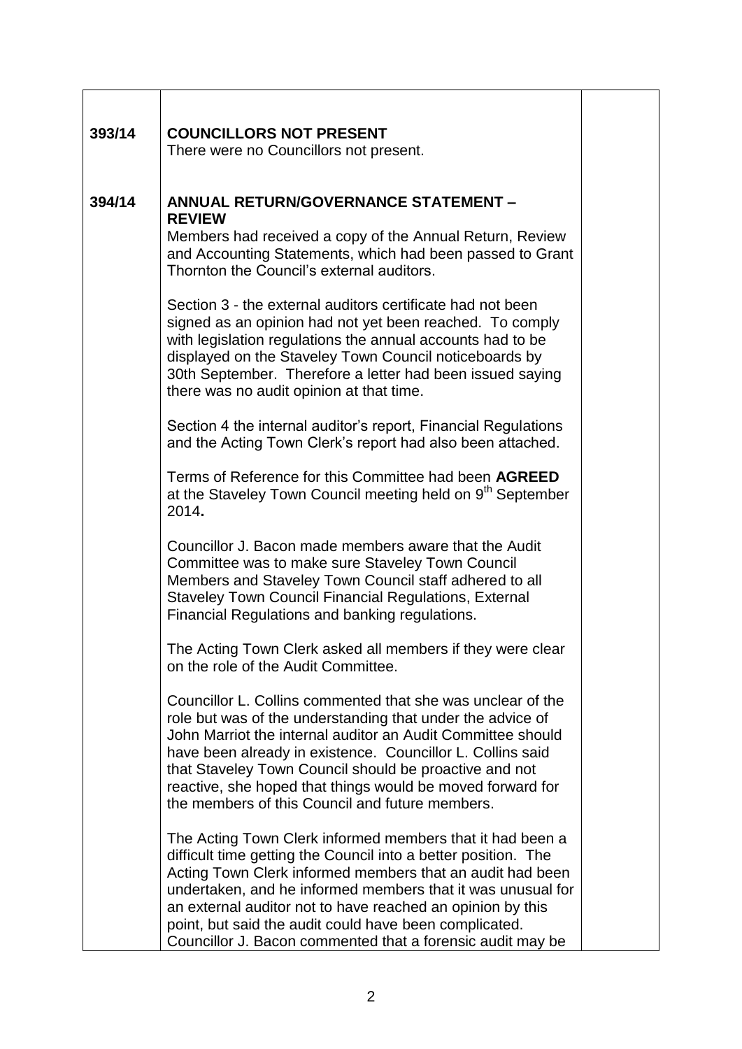| | | |
|---|---|---|
| 393/14 | **COUNCILLORS NOT PRESENT**<br>There were no Councillors not present. | |
| 394/14 | **ANNUAL RETURN/GOVERNANCE STATEMENT – REVIEW**<br>Members had received a copy of the Annual Return, Review and Accounting Statements, which had been passed to Grant Thornton the Council's external auditors.<br><br>Section 3 - the external auditors certificate had not been signed as an opinion had not yet been reached. To comply with legislation regulations the annual accounts had to be displayed on the Staveley Town Council noticeboards by 30th September. Therefore a letter had been issued saying there was no audit opinion at that time.<br><br>Section 4 the internal auditor's report, Financial Regulations and the Acting Town Clerk's report had also been attached.<br><br>Terms of Reference for this Committee had been **AGREED** at the Staveley Town Council meeting held on 9th September 2014**.**<br><br>Councillor J. Bacon made members aware that the Audit Committee was to make sure Staveley Town Council Members and Staveley Town Council staff adhered to all Staveley Town Council Financial Regulations, External Financial Regulations and banking regulations.<br><br>The Acting Town Clerk asked all members if they were clear on the role of the Audit Committee.<br><br>Councillor L. Collins commented that she was unclear of the role but was of the understanding that under the advice of John Marriot the internal auditor an Audit Committee should have been already in existence. Councillor L. Collins said that Staveley Town Council should be proactive and not reactive, she hoped that things would be moved forward for the members of this Council and future members.<br><br>The Acting Town Clerk informed members that it had been a difficult time getting the Council into a better position. The Acting Town Clerk informed members that an audit had been undertaken, and he informed members that it was unusual for an external auditor not to have reached an opinion by this point, but said the audit could have been complicated. Councillor J. Bacon commented that a forensic audit may be | |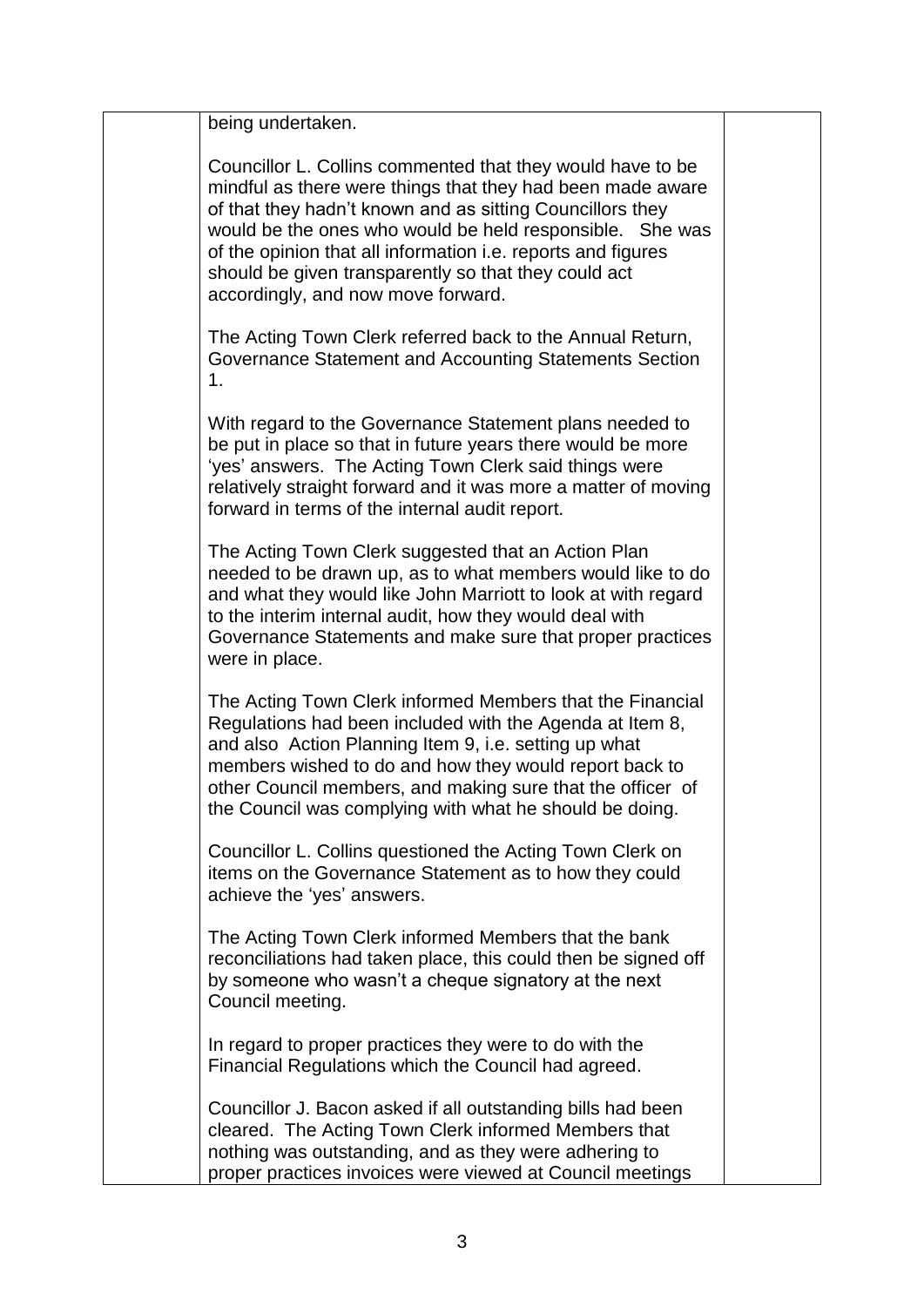being undertaken.

Councillor L. Collins commented that they would have to be mindful as there were things that they had been made aware of that they hadn't known and as sitting Councillors they would be the ones who would be held responsible. She was of the opinion that all information i.e. reports and figures should be given transparently so that they could act accordingly, and now move forward.

The Acting Town Clerk referred back to the Annual Return, Governance Statement and Accounting Statements Section 1.

With regard to the Governance Statement plans needed to be put in place so that in future years there would be more 'yes' answers. The Acting Town Clerk said things were relatively straight forward and it was more a matter of moving forward in terms of the internal audit report.

The Acting Town Clerk suggested that an Action Plan needed to be drawn up, as to what members would like to do and what they would like John Marriott to look at with regard to the interim internal audit, how they would deal with Governance Statements and make sure that proper practices were in place.

The Acting Town Clerk informed Members that the Financial Regulations had been included with the Agenda at Item 8, and also Action Planning Item 9, i.e. setting up what members wished to do and how they would report back to other Council members, and making sure that the officer of the Council was complying with what he should be doing.

Councillor L. Collins questioned the Acting Town Clerk on items on the Governance Statement as to how they could achieve the 'yes' answers.

The Acting Town Clerk informed Members that the bank reconciliations had taken place, this could then be signed off by someone who wasn't a cheque signatory at the next Council meeting.

In regard to proper practices they were to do with the Financial Regulations which the Council had agreed.

Councillor J. Bacon asked if all outstanding bills had been cleared. The Acting Town Clerk informed Members that nothing was outstanding, and as they were adhering to proper practices invoices were viewed at Council meetings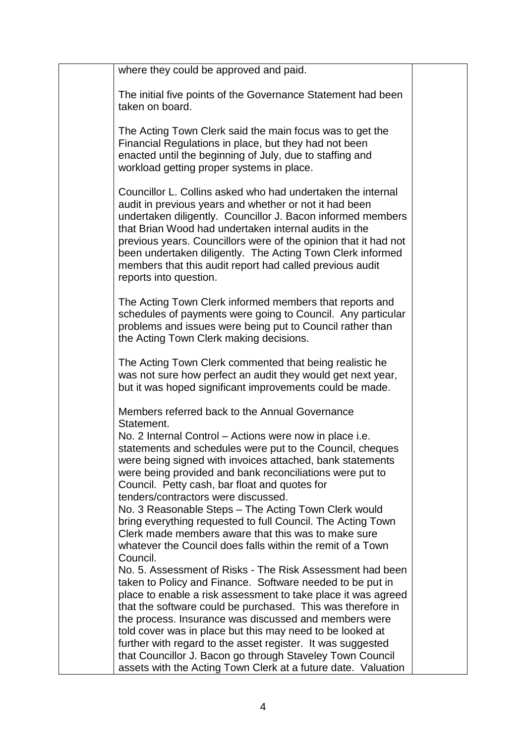where they could be approved and paid.

The initial five points of the Governance Statement had been taken on board.

The Acting Town Clerk said the main focus was to get the Financial Regulations in place, but they had not been enacted until the beginning of July, due to staffing and workload getting proper systems in place.

Councillor L. Collins asked who had undertaken the internal audit in previous years and whether or not it had been undertaken diligently. Councillor J. Bacon informed members that Brian Wood had undertaken internal audits in the previous years. Councillors were of the opinion that it had not been undertaken diligently. The Acting Town Clerk informed members that this audit report had called previous audit reports into question.

The Acting Town Clerk informed members that reports and schedules of payments were going to Council. Any particular problems and issues were being put to Council rather than the Acting Town Clerk making decisions.

The Acting Town Clerk commented that being realistic he was not sure how perfect an audit they would get next year, but it was hoped significant improvements could be made.

Members referred back to the Annual Governance Statement.
No. 2 Internal Control – Actions were now in place i.e. statements and schedules were put to the Council, cheques were being signed with invoices attached, bank statements were being provided and bank reconciliations were put to Council. Petty cash, bar float and quotes for tenders/contractors were discussed.
No. 3 Reasonable Steps – The Acting Town Clerk would bring everything requested to full Council. The Acting Town Clerk made members aware that this was to make sure whatever the Council does falls within the remit of a Town Council.
No. 5. Assessment of Risks - The Risk Assessment had been taken to Policy and Finance. Software needed to be put in place to enable a risk assessment to take place it was agreed that the software could be purchased. This was therefore in the process. Insurance was discussed and members were told cover was in place but this may need to be looked at further with regard to the asset register. It was suggested that Councillor J. Bacon go through Staveley Town Council assets with the Acting Town Clerk at a future date. Valuation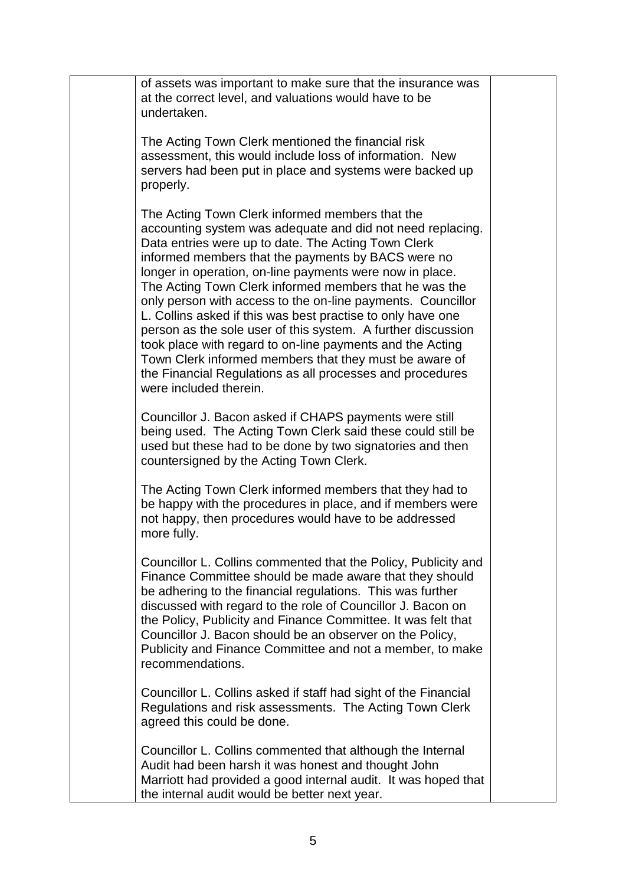of assets was important to make sure that the insurance was at the correct level, and valuations would have to be undertaken.

The Acting Town Clerk mentioned the financial risk assessment, this would include loss of information. New servers had been put in place and systems were backed up properly.

The Acting Town Clerk informed members that the accounting system was adequate and did not need replacing. Data entries were up to date. The Acting Town Clerk informed members that the payments by BACS were no longer in operation, on-line payments were now in place. The Acting Town Clerk informed members that he was the only person with access to the on-line payments. Councillor L. Collins asked if this was best practise to only have one person as the sole user of this system. A further discussion took place with regard to on-line payments and the Acting Town Clerk informed members that they must be aware of the Financial Regulations as all processes and procedures were included therein.

Councillor J. Bacon asked if CHAPS payments were still being used. The Acting Town Clerk said these could still be used but these had to be done by two signatories and then countersigned by the Acting Town Clerk.

The Acting Town Clerk informed members that they had to be happy with the procedures in place, and if members were not happy, then procedures would have to be addressed more fully.

Councillor L. Collins commented that the Policy, Publicity and Finance Committee should be made aware that they should be adhering to the financial regulations. This was further discussed with regard to the role of Councillor J. Bacon on the Policy, Publicity and Finance Committee. It was felt that Councillor J. Bacon should be an observer on the Policy, Publicity and Finance Committee and not a member, to make recommendations.

Councillor L. Collins asked if staff had sight of the Financial Regulations and risk assessments. The Acting Town Clerk agreed this could be done.

Councillor L. Collins commented that although the Internal Audit had been harsh it was honest and thought John Marriott had provided a good internal audit. It was hoped that the internal audit would be better next year.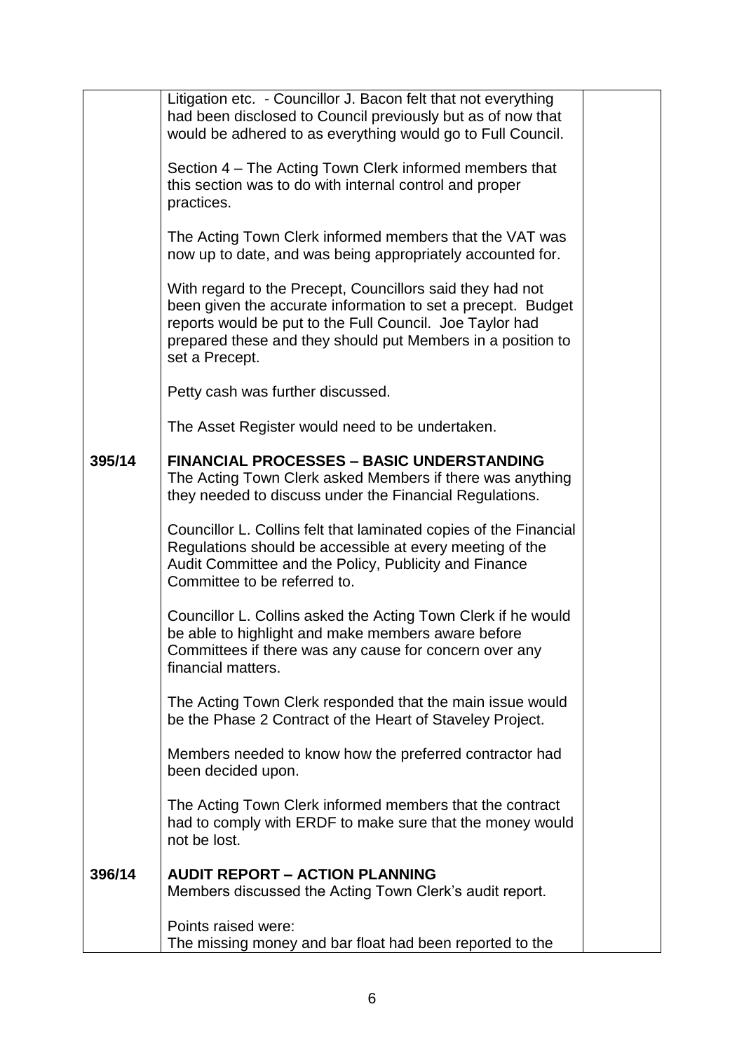| | | |
|---|---|---|
| | Litigation etc. - Councillor J. Bacon felt that not everything had been disclosed to Council previously but as of now that would be adhered to as everything would go to Full Council.<br><br>Section 4 – The Acting Town Clerk informed members that this section was to do with internal control and proper practices.<br><br>The Acting Town Clerk informed members that the VAT was now up to date, and was being appropriately accounted for.<br><br>With regard to the Precept, Councillors said they had not been given the accurate information to set a precept. Budget reports would be put to the Full Council. Joe Taylor had prepared these and they should put Members in a position to set a Precept.<br><br>Petty cash was further discussed.<br><br>The Asset Register would need to be undertaken. | |
| **395/14** | **FINANCIAL PROCESSES – BASIC UNDERSTANDING**<br>The Acting Town Clerk asked Members if there was anything they needed to discuss under the Financial Regulations.<br><br>Councillor L. Collins felt that laminated copies of the Financial Regulations should be accessible at every meeting of the Audit Committee and the Policy, Publicity and Finance Committee to be referred to.<br><br>Councillor L. Collins asked the Acting Town Clerk if he would be able to highlight and make members aware before Committees if there was any cause for concern over any financial matters.<br><br>The Acting Town Clerk responded that the main issue would be the Phase 2 Contract of the Heart of Staveley Project.<br><br>Members needed to know how the preferred contractor had been decided upon.<br><br>The Acting Town Clerk informed members that the contract had to comply with ERDF to make sure that the money would not be lost. | |
| **396/14** | **AUDIT REPORT – ACTION PLANNING**<br>Members discussed the Acting Town Clerk's audit report.<br><br>Points raised were:<br>The missing money and bar float had been reported to the | |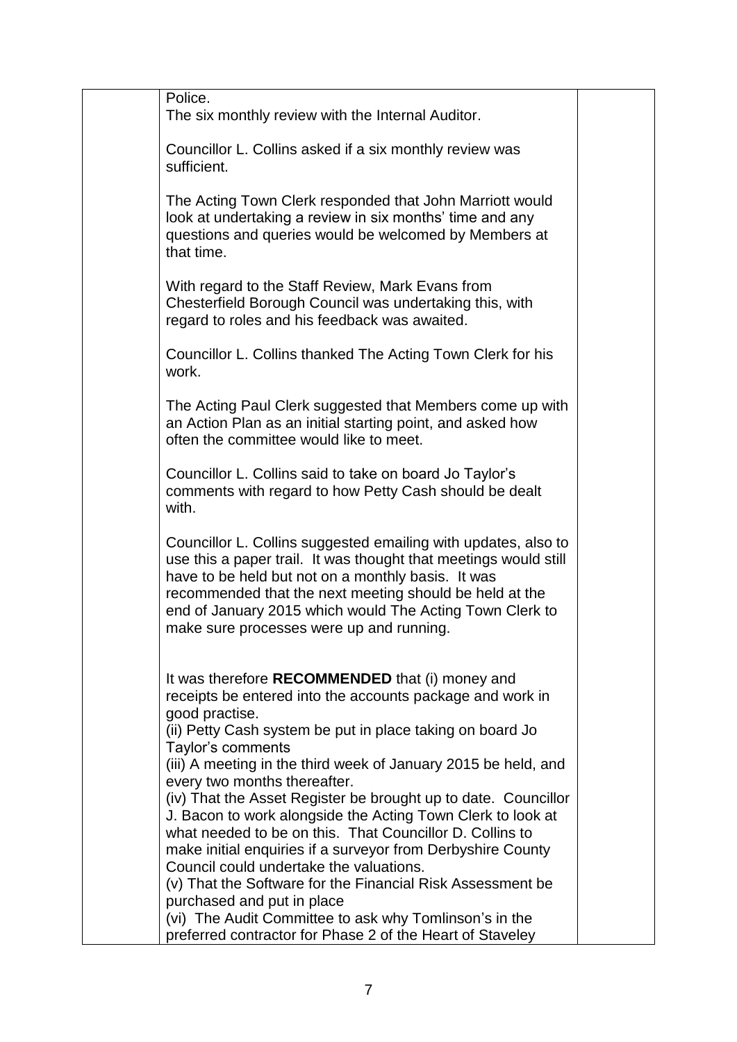| | | |
|---|---|---|
| | Police.<br>The six monthly review with the Internal Auditor.<br><br>Councillor L. Collins asked if a six monthly review was sufficient.<br><br>The Acting Town Clerk responded that John Marriott would look at undertaking a review in six months' time and any questions and queries would be welcomed by Members at that time.<br><br>With regard to the Staff Review, Mark Evans from Chesterfield Borough Council was undertaking this, with regard to roles and his feedback was awaited.<br><br>Councillor L. Collins thanked The Acting Town Clerk for his work.<br><br>The Acting Paul Clerk suggested that Members come up with an Action Plan as an initial starting point, and asked how often the committee would like to meet.<br><br>Councillor L. Collins said to take on board Jo Taylor's comments with regard to how Petty Cash should be dealt with.<br><br>Councillor L. Collins suggested emailing with updates, also to use this a paper trail. It was thought that meetings would still have to be held but not on a monthly basis. It was recommended that the next meeting should be held at the end of January 2015 which would The Acting Town Clerk to make sure processes were up and running.<br><br>It was therefore **RECOMMENDED** that (i) money and receipts be entered into the accounts package and work in good practise.<br>(ii) Petty Cash system be put in place taking on board Jo Taylor's comments<br>(iii) A meeting in the third week of January 2015 be held, and every two months thereafter.<br>(iv) That the Asset Register be brought up to date. Councillor J. Bacon to work alongside the Acting Town Clerk to look at what needed to be on this. That Councillor D. Collins to make initial enquiries if a surveyor from Derbyshire County Council could undertake the valuations.<br>(v) That the Software for the Financial Risk Assessment be purchased and put in place<br>(vi) The Audit Committee to ask why Tomlinson's in the preferred contractor for Phase 2 of the Heart of Staveley | |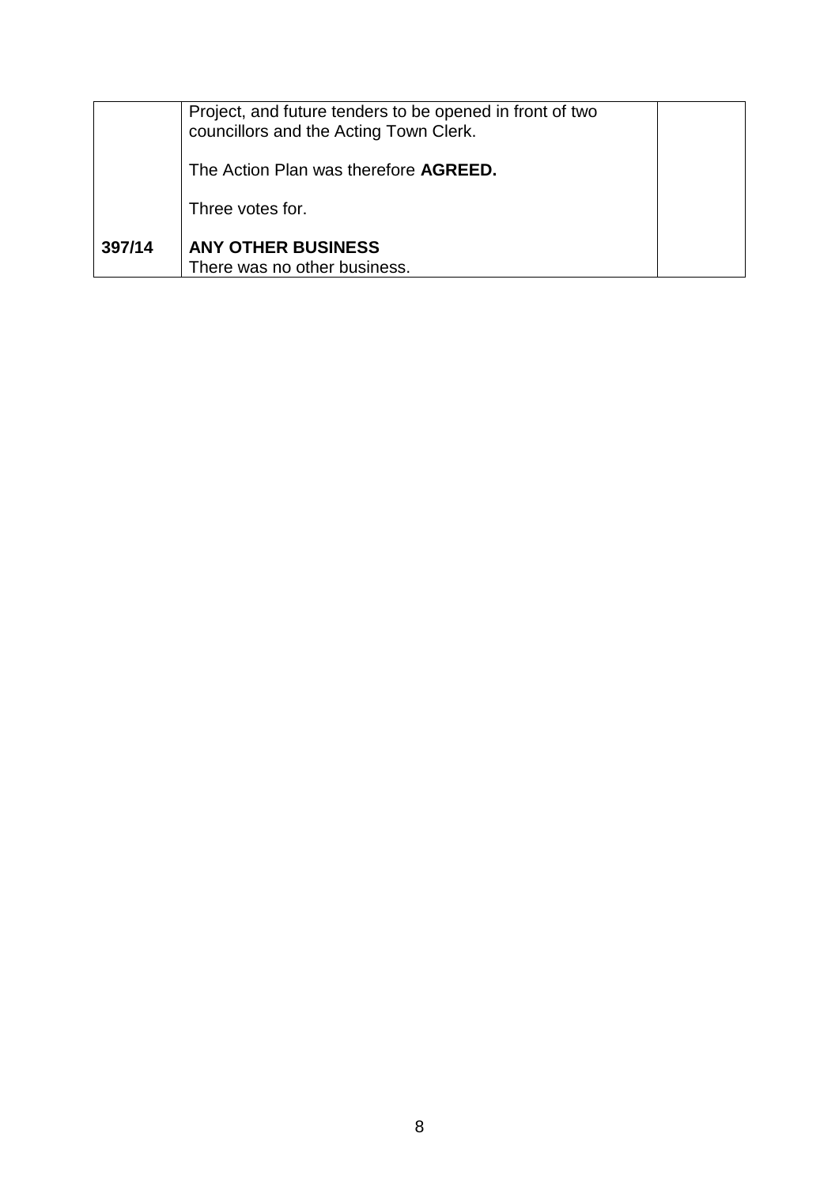| | | |
|---|---|---|
| | Project, and future tenders to be opened in front of two councillors and the Acting Town Clerk.<br><br>The Action Plan was therefore **AGREED.**<br><br>Three votes for. | |
| **397/14** | **ANY OTHER BUSINESS**<br>There was no other business. | |